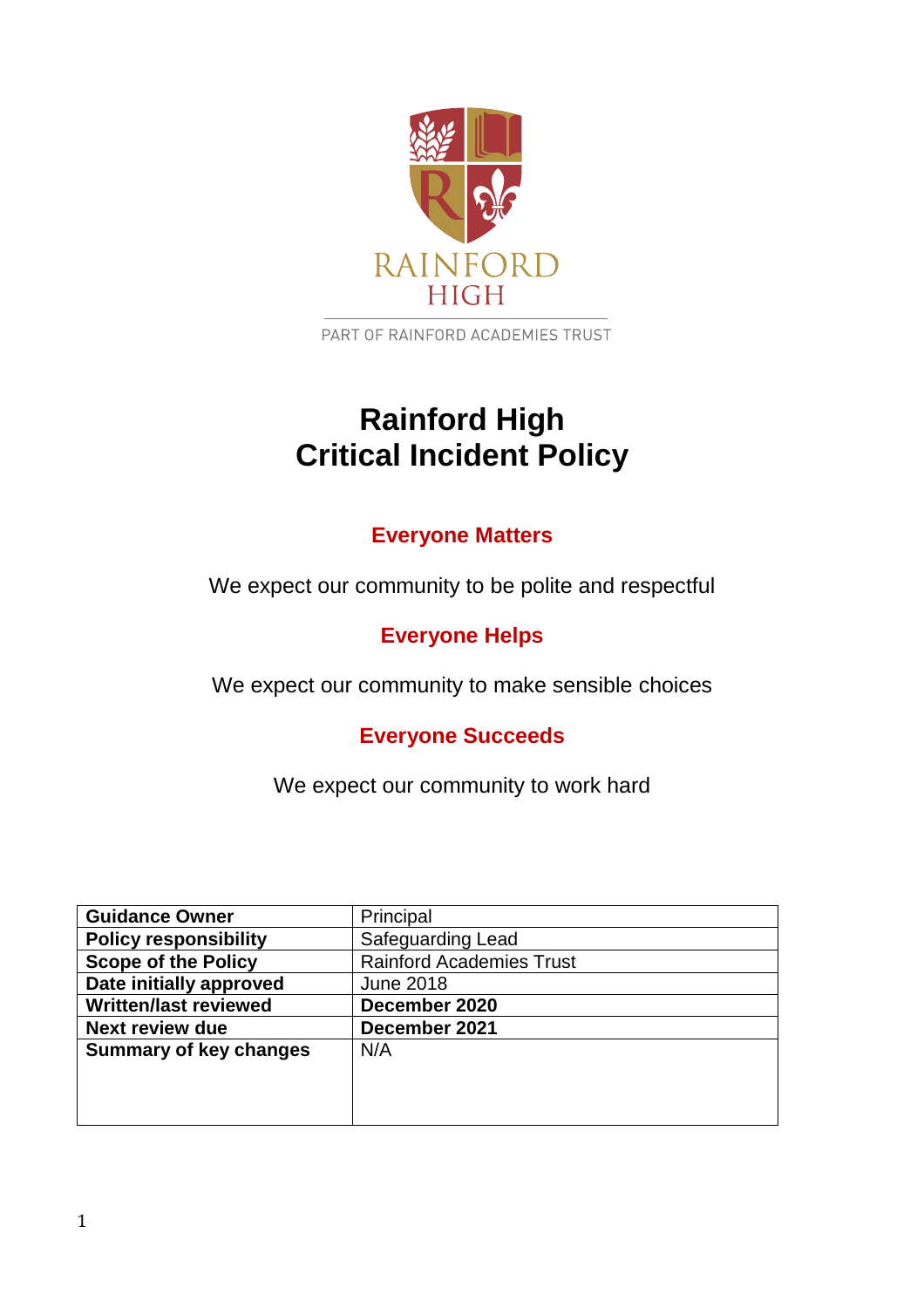RAINFORD HIGH

PART OF RAINFORD ACADEMIES TRUST

# Rainford High
# Critical Incident Policy

## Everyone Matters

We expect our community to be polite and respectful

## Everyone Helps

We expect our community to make sensible choices

## Everyone Succeeds

We expect our community to work hard

| | |
|---|---|
| **Guidance Owner** | Principal |
| **Policy responsibility** | Safeguarding Lead |
| **Scope of the Policy** | Rainford Academies Trust |
| **Date initially approved** | June 2018 |
| **Written/last reviewed** | **December 2020** |
| **Next review due** | **December 2021** |
| **Summary of key changes** | N/A |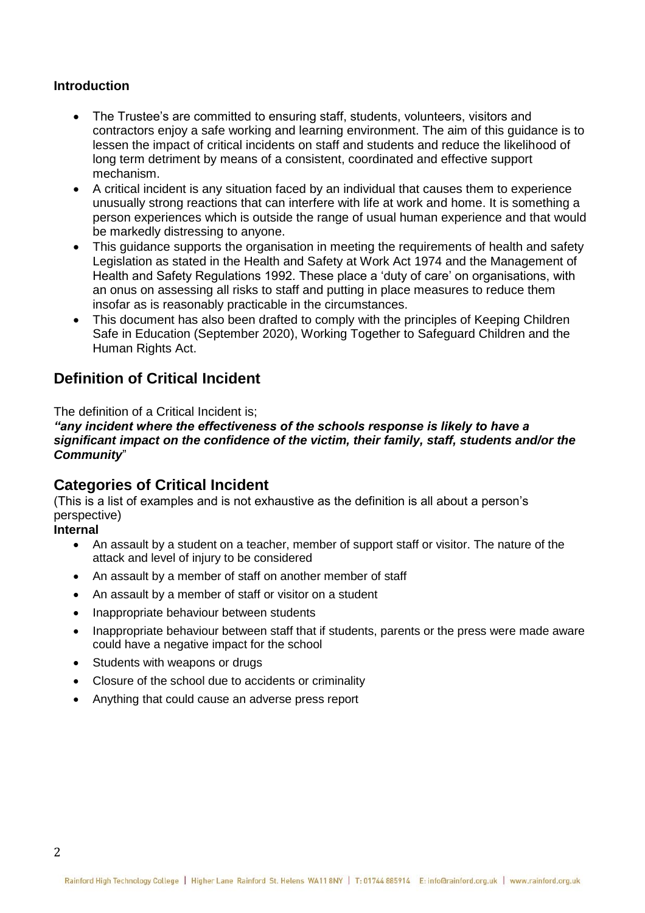**Introduction**

- The Trustee's are committed to ensuring staff, students, volunteers, visitors and contractors enjoy a safe working and learning environment. The aim of this guidance is to lessen the impact of critical incidents on staff and students and reduce the likelihood of long term detriment by means of a consistent, coordinated and effective support mechanism.
- A critical incident is any situation faced by an individual that causes them to experience unusually strong reactions that can interfere with life at work and home. It is something a person experiences which is outside the range of usual human experience and that would be markedly distressing to anyone.
- This guidance supports the organisation in meeting the requirements of health and safety Legislation as stated in the Health and Safety at Work Act 1974 and the Management of Health and Safety Regulations 1992. These place a 'duty of care' on organisations, with an onus on assessing all risks to staff and putting in place measures to reduce them insofar as is reasonably practicable in the circumstances.
- This document has also been drafted to comply with the principles of Keeping Children Safe in Education (September 2020), Working Together to Safeguard Children and the Human Rights Act.

## Definition of Critical Incident

The definition of a Critical Incident is;
***"any incident where the effectiveness of the schools response is likely to have a significant impact on the confidence of the victim, their family, staff, students and/or the Community***"

## Categories of Critical Incident

(This is a list of examples and is not exhaustive as the definition is all about a person's perspective)

**Internal**

- An assault by a student on a teacher, member of support staff or visitor. The nature of the attack and level of injury to be considered
- An assault by a member of staff on another member of staff
- An assault by a member of staff or visitor on a student
- Inappropriate behaviour between students
- Inappropriate behaviour between staff that if students, parents or the press were made aware could have a negative impact for the school
- Students with weapons or drugs
- Closure of the school due to accidents or criminality
- Anything that could cause an adverse press report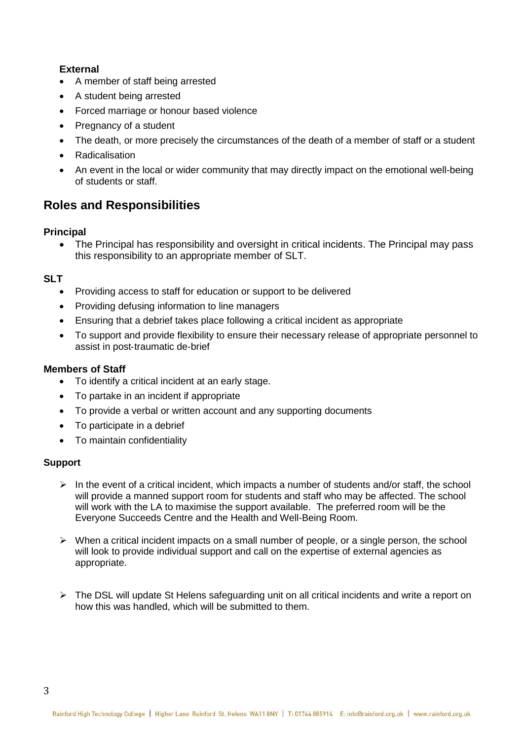**External**

- A member of staff being arrested
- A student being arrested
- Forced marriage or honour based violence
- Pregnancy of a student
- The death, or more precisely the circumstances of the death of a member of staff or a student
- Radicalisation
- An event in the local or wider community that may directly impact on the emotional well-being of students or staff.

## Roles and Responsibilities

**Principal**

- The Principal has responsibility and oversight in critical incidents. The Principal may pass this responsibility to an appropriate member of SLT.

**SLT**

- Providing access to staff for education or support to be delivered
- Providing defusing information to line managers
- Ensuring that a debrief takes place following a critical incident as appropriate
- To support and provide flexibility to ensure their necessary release of appropriate personnel to assist in post-traumatic de-brief

**Members of Staff**

- To identify a critical incident at an early stage.
- To partake in an incident if appropriate
- To provide a verbal or written account and any supporting documents
- To participate in a debrief
- To maintain confidentiality

**Support**

- In the event of a critical incident, which impacts a number of students and/or staff, the school will provide a manned support room for students and staff who may be affected. The school will work with the LA to maximise the support available. The preferred room will be the Everyone Succeeds Centre and the Health and Well-Being Room.

- When a critical incident impacts on a small number of people, or a single person, the school will look to provide individual support and call on the expertise of external agencies as appropriate.

- The DSL will update St Helens safeguarding unit on all critical incidents and write a report on how this was handled, which will be submitted to them.